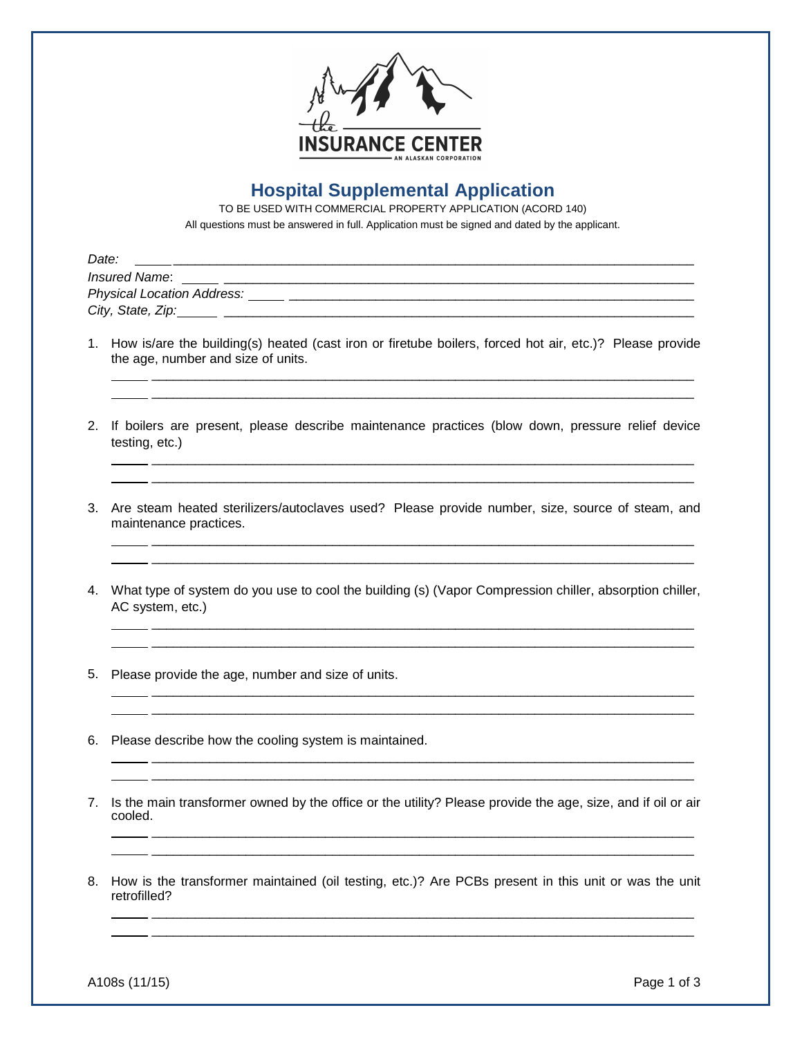THE INSURANCE CENTER
AN ALASKAN CORPORATION

# Hospital Supplemental Application

TO BE USED WITH COMMERCIAL PROPERTY APPLICATION (ACORD 140)

All questions must be answered in full. Application must be signed and dated by the applicant.

*Date:* ______________________________________________________________________

*Insured Name*: ______________________________________________________________

*Physical Location Address:* ____________________________________________________

*City, State, Zip:* ____________________________________________________________

1. How is/are the building(s) heated (cast iron or firetube boilers, forced hot air, etc.)? Please provide the age, number and size of units.

   ______________________________________________________________________

   ______________________________________________________________________

2. If boilers are present, please describe maintenance practices (blow down, pressure relief device testing, etc.)

   ______________________________________________________________________

   ______________________________________________________________________

3. Are steam heated sterilizers/autoclaves used? Please provide number, size, source of steam, and maintenance practices.

   ______________________________________________________________________

   ______________________________________________________________________

4. What type of system do you use to cool the building (s) (Vapor Compression chiller, absorption chiller, AC system, etc.)

   ______________________________________________________________________

   ______________________________________________________________________

5. Please provide the age, number and size of units.

   ______________________________________________________________________

   ______________________________________________________________________

6. Please describe how the cooling system is maintained.

   ______________________________________________________________________

   ______________________________________________________________________

7. Is the main transformer owned by the office or the utility? Please provide the age, size, and if oil or air cooled.

   ______________________________________________________________________

   ______________________________________________________________________

8. How is the transformer maintained (oil testing, etc.)? Are PCBs present in this unit or was the unit retrofilled?

   ______________________________________________________________________

   ______________________________________________________________________

A108s (11/15)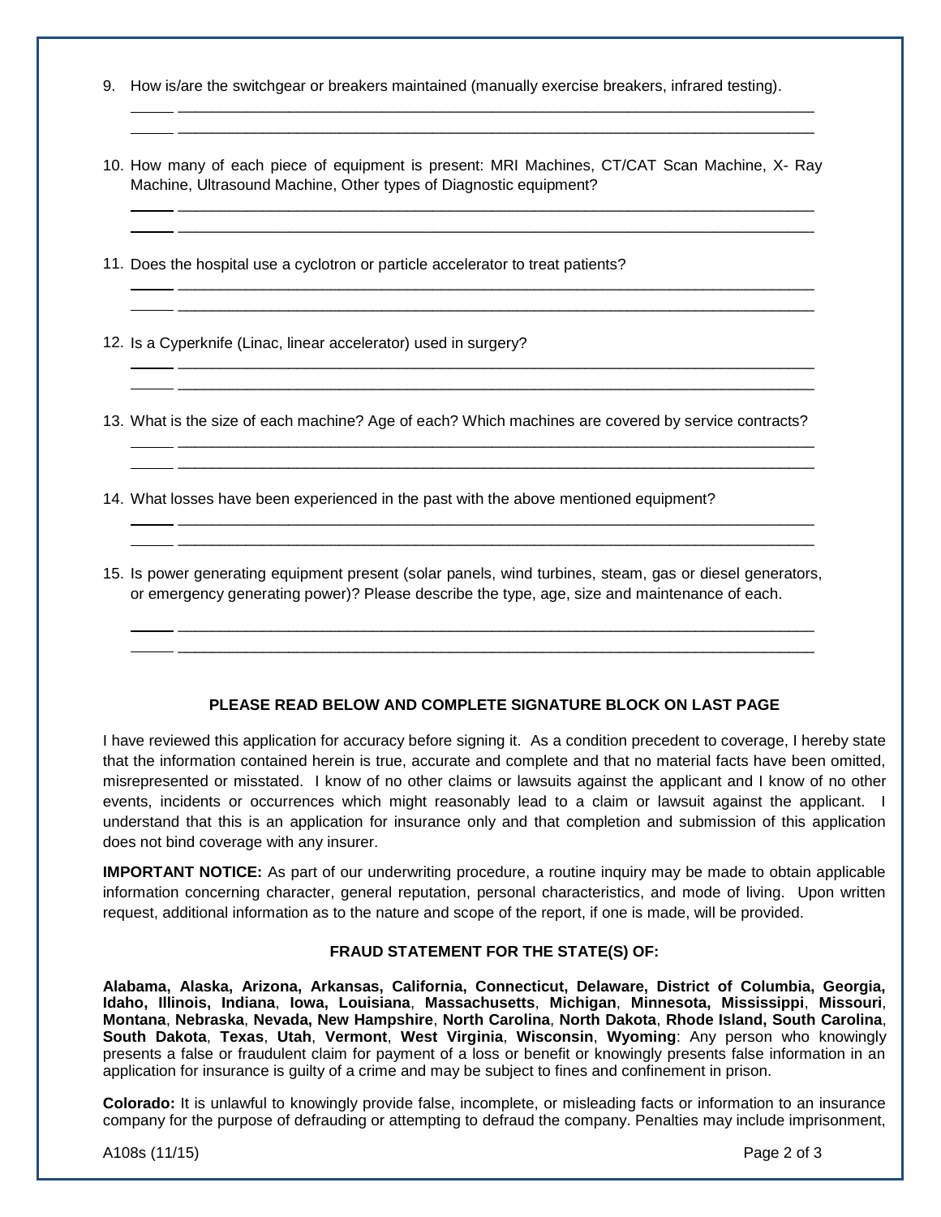9. How is/are the switchgear or breakers maintained (manually exercise breakers, infrared testing).

_____ ______________________________________________________________________________
_____ ______________________________________________________________________________

10. How many of each piece of equipment is present: MRI Machines, CT/CAT Scan Machine, X- Ray Machine, Ultrasound Machine, Other types of Diagnostic equipment?

_____ ______________________________________________________________________________
_____ ______________________________________________________________________________

11. Does the hospital use a cyclotron or particle accelerator to treat patients?

_____ ______________________________________________________________________________
_____ ______________________________________________________________________________

12. Is a Cyperknife (Linac, linear accelerator) used in surgery?

_____ ______________________________________________________________________________
_____ ______________________________________________________________________________

13. What is the size of each machine? Age of each? Which machines are covered by service contracts?

_____ ______________________________________________________________________________
_____ ______________________________________________________________________________

14. What losses have been experienced in the past with the above mentioned equipment?

_____ ______________________________________________________________________________
_____ ______________________________________________________________________________

15. Is power generating equipment present (solar panels, wind turbines, steam, gas or diesel generators, or emergency generating power)? Please describe the type, age, size and maintenance of each.

_____ ______________________________________________________________________________
_____ ______________________________________________________________________________

**PLEASE READ BELOW AND COMPLETE SIGNATURE BLOCK ON LAST PAGE**

I have reviewed this application for accuracy before signing it. As a condition precedent to coverage, I hereby state that the information contained herein is true, accurate and complete and that no material facts have been omitted, misrepresented or misstated. I know of no other claims or lawsuits against the applicant and I know of no other events, incidents or occurrences which might reasonably lead to a claim or lawsuit against the applicant. I understand that this is an application for insurance only and that completion and submission of this application does not bind coverage with any insurer.

**IMPORTANT NOTICE:** As part of our underwriting procedure, a routine inquiry may be made to obtain applicable information concerning character, general reputation, personal characteristics, and mode of living. Upon written request, additional information as to the nature and scope of the report, if one is made, will be provided.

**FRAUD STATEMENT FOR THE STATE(S) OF:**

**Alabama, Alaska, Arizona, Arkansas, California, Connecticut, Delaware, District of Columbia, Georgia, Idaho, Illinois, Indiana**, **Iowa, Louisiana**, **Massachusetts**, **Michigan**, **Minnesota, Mississippi**, **Missouri**, **Montana**, **Nebraska**, **Nevada, New Hampshire**, **North Carolina**, **North Dakota**, **Rhode Island, South Carolina**, **South Dakota**, **Texas**, **Utah**, **Vermont**, **West Virginia**, **Wisconsin**, **Wyoming**: Any person who knowingly presents a false or fraudulent claim for payment of a loss or benefit or knowingly presents false information in an application for insurance is guilty of a crime and may be subject to fines and confinement in prison.

**Colorado:** It is unlawful to knowingly provide false, incomplete, or misleading facts or information to an insurance company for the purpose of defrauding or attempting to defraud the company. Penalties may include imprisonment,

A108s (11/15)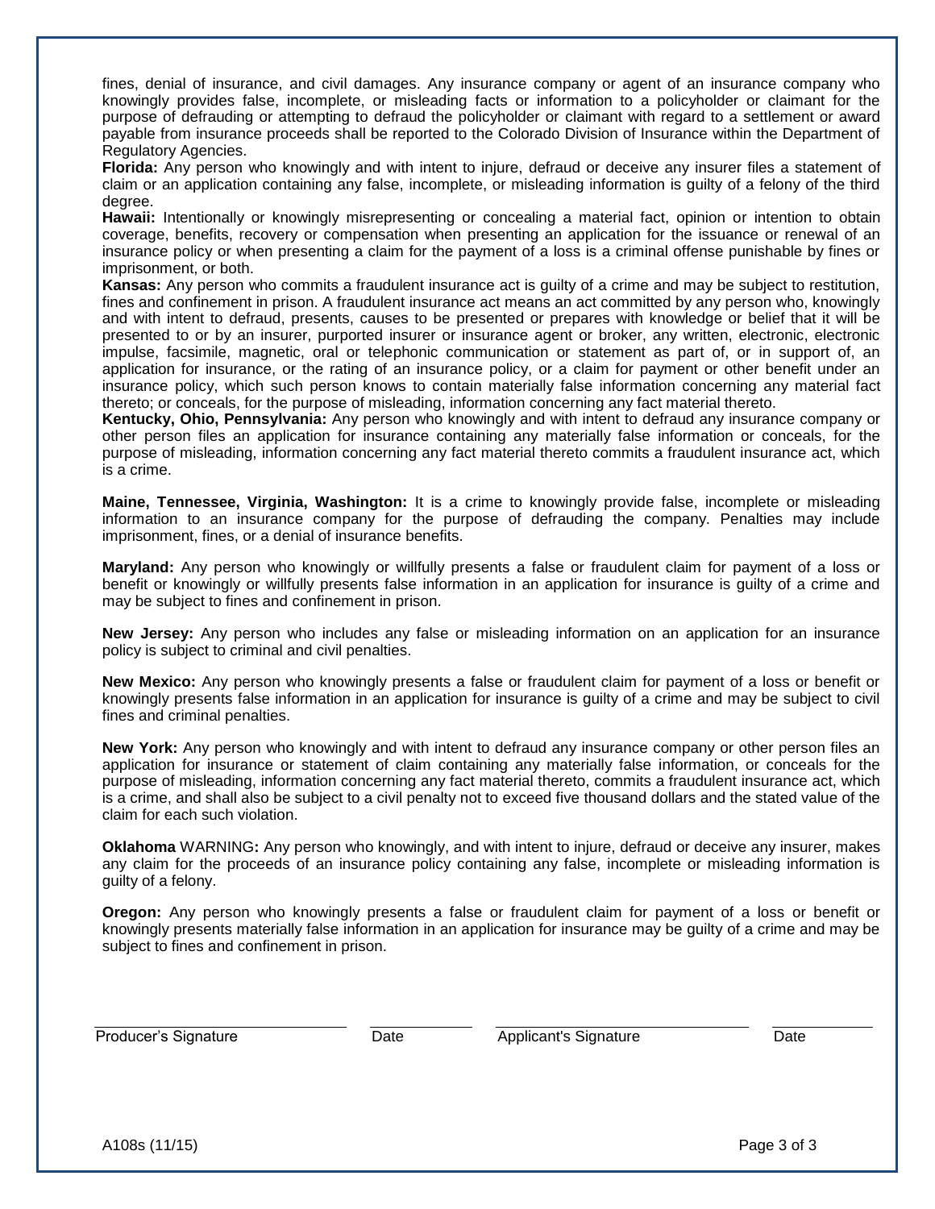fines, denial of insurance, and civil damages. Any insurance company or agent of an insurance company who knowingly provides false, incomplete, or misleading facts or information to a policyholder or claimant for the purpose of defrauding or attempting to defraud the policyholder or claimant with regard to a settlement or award payable from insurance proceeds shall be reported to the Colorado Division of Insurance within the Department of Regulatory Agencies.

**Florida:** Any person who knowingly and with intent to injure, defraud or deceive any insurer files a statement of claim or an application containing any false, incomplete, or misleading information is guilty of a felony of the third degree.

**Hawaii:** Intentionally or knowingly misrepresenting or concealing a material fact, opinion or intention to obtain coverage, benefits, recovery or compensation when presenting an application for the issuance or renewal of an insurance policy or when presenting a claim for the payment of a loss is a criminal offense punishable by fines or imprisonment, or both.

**Kansas:** Any person who commits a fraudulent insurance act is guilty of a crime and may be subject to restitution, fines and confinement in prison. A fraudulent insurance act means an act committed by any person who, knowingly and with intent to defraud, presents, causes to be presented or prepares with knowledge or belief that it will be presented to or by an insurer, purported insurer or insurance agent or broker, any written, electronic, electronic impulse, facsimile, magnetic, oral or telephonic communication or statement as part of, or in support of, an application for insurance, or the rating of an insurance policy, or a claim for payment or other benefit under an insurance policy, which such person knows to contain materially false information concerning any material fact thereto; or conceals, for the purpose of misleading, information concerning any fact material thereto.

**Kentucky, Ohio, Pennsylvania:** Any person who knowingly and with intent to defraud any insurance company or other person files an application for insurance containing any materially false information or conceals, for the purpose of misleading, information concerning any fact material thereto commits a fraudulent insurance act, which is a crime.

**Maine, Tennessee, Virginia, Washington:** It is a crime to knowingly provide false, incomplete or misleading information to an insurance company for the purpose of defrauding the company. Penalties may include imprisonment, fines, or a denial of insurance benefits.

**Maryland:** Any person who knowingly or willfully presents a false or fraudulent claim for payment of a loss or benefit or knowingly or willfully presents false information in an application for insurance is guilty of a crime and may be subject to fines and confinement in prison.

**New Jersey:** Any person who includes any false or misleading information on an application for an insurance policy is subject to criminal and civil penalties.

**New Mexico:** Any person who knowingly presents a false or fraudulent claim for payment of a loss or benefit or knowingly presents false information in an application for insurance is guilty of a crime and may be subject to civil fines and criminal penalties.

**New York:** Any person who knowingly and with intent to defraud any insurance company or other person files an application for insurance or statement of claim containing any materially false information, or conceals for the purpose of misleading, information concerning any fact material thereto, commits a fraudulent insurance act, which is a crime, and shall also be subject to a civil penalty not to exceed five thousand dollars and the stated value of the claim for each such violation.

**Oklahoma** WARNING**:** Any person who knowingly, and with intent to injure, defraud or deceive any insurer, makes any claim for the proceeds of an insurance policy containing any false, incomplete or misleading information is guilty of a felony.

**Oregon:** Any person who knowingly presents a false or fraudulent claim for payment of a loss or benefit or knowingly presents materially false information in an application for insurance may be guilty of a crime and may be subject to fines and confinement in prison.

| | | | |
|---|---|---|---|
| Producer's Signature | Date | Applicant's Signature | Date |

A108s (11/15)